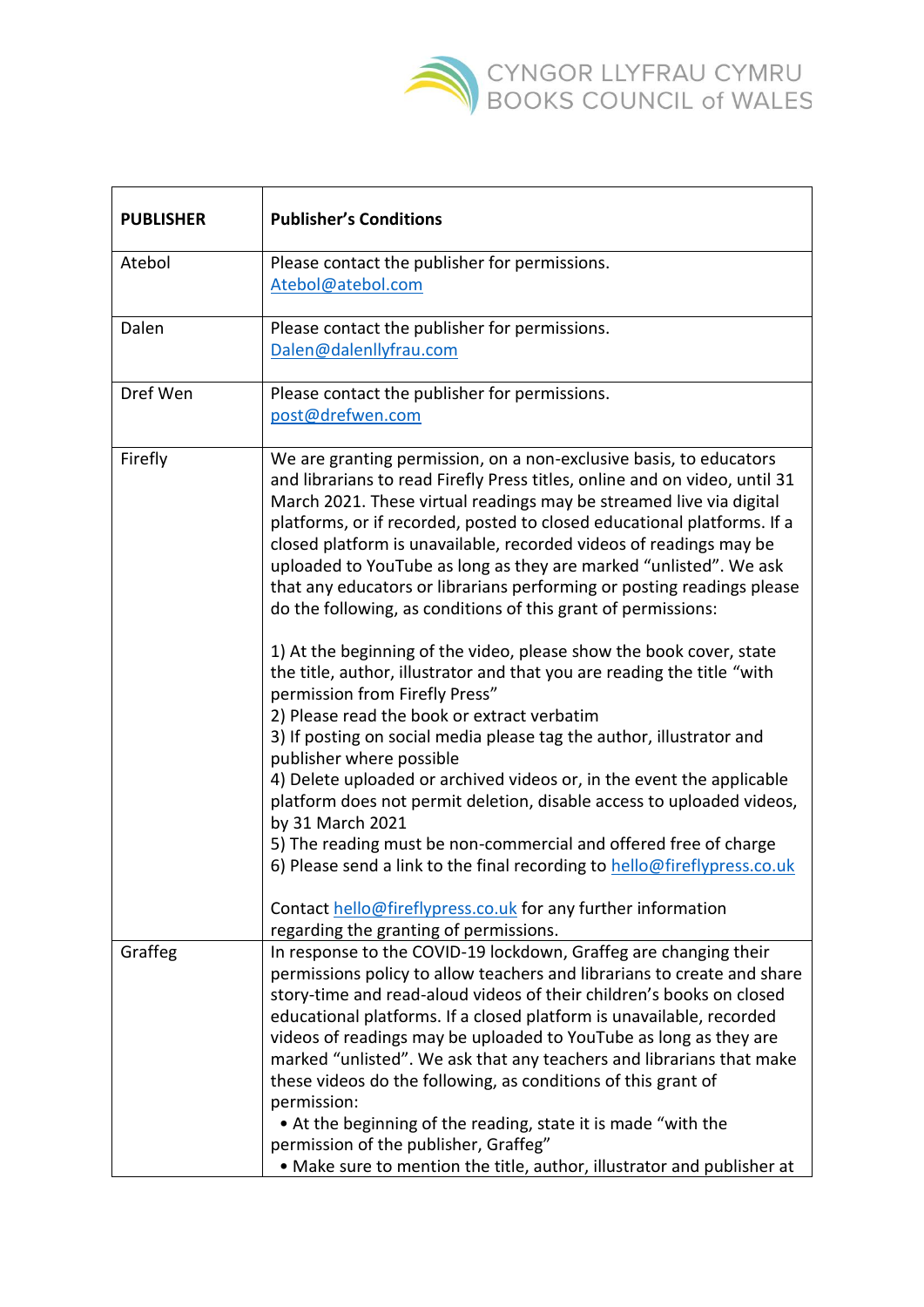CYNGOR LLYFRAU CYMRU
BOOKS COUNCIL of WALES

| PUBLISHER | Publisher's Conditions |
| --- | --- |
| Atebol | Please contact the publisher for permissions. Atebol@atebol.com |
| Dalen | Please contact the publisher for permissions. Dalen@dalenllyfrau.com |
| Dref Wen | Please contact the publisher for permissions. post@drefwen.com |
| Firefly | We are granting permission, on a non-exclusive basis, to educators and librarians to read Firefly Press titles, online and on video, until 31 March 2021. These virtual readings may be streamed live via digital platforms, or if recorded, posted to closed educational platforms. If a closed platform is unavailable, recorded videos of readings may be uploaded to YouTube as long as they are marked "unlisted". We ask that any educators or librarians performing or posting readings please do the following, as conditions of this grant of permissions:<br><br>1) At the beginning of the video, please show the book cover, state the title, author, illustrator and that you are reading the title "with permission from Firefly Press"<br>2) Please read the book or extract verbatim<br>3) If posting on social media please tag the author, illustrator and publisher where possible<br>4) Delete uploaded or archived videos or, in the event the applicable platform does not permit deletion, disable access to uploaded videos, by 31 March 2021<br>5) The reading must be non-commercial and offered free of charge<br>6) Please send a link to the final recording to hello@fireflypress.co.uk<br><br>Contact hello@fireflypress.co.uk for any further information regarding the granting of permissions. |
| Graffeg | In response to the COVID-19 lockdown, Graffeg are changing their permissions policy to allow teachers and librarians to create and share story-time and read-aloud videos of their children's books on closed educational platforms. If a closed platform is unavailable, recorded videos of readings may be uploaded to YouTube as long as they are marked "unlisted". We ask that any teachers and librarians that make these videos do the following, as conditions of this grant of permission:<br>• At the beginning of the reading, state it is made "with the permission of the publisher, Graffeg"<br>• Make sure to mention the title, author, illustrator and publisher at |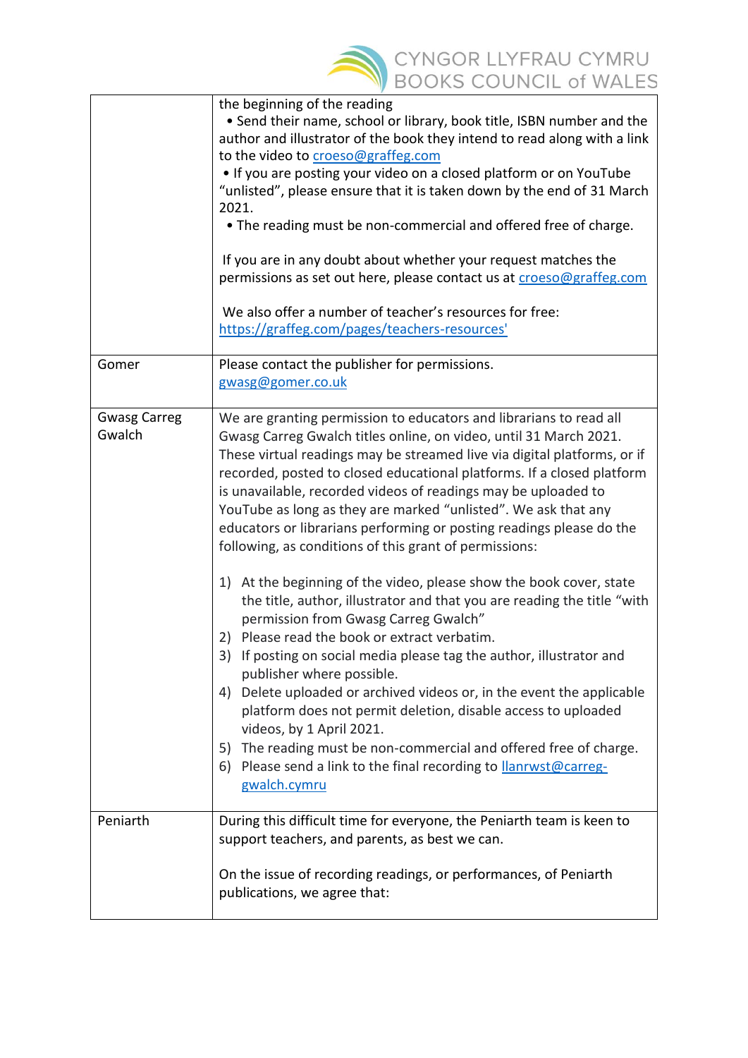| | |
|---|---|
| | the beginning of the reading<br>• Send their name, school or library, book title, ISBN number and the author and illustrator of the book they intend to read along with a link to the video to croeso@graffeg.com<br>• If you are posting your video on a closed platform or on YouTube "unlisted", please ensure that it is taken down by the end of 31 March 2021.<br>• The reading must be non-commercial and offered free of charge.<br><br>If you are in any doubt about whether your request matches the permissions as set out here, please contact us at croeso@graffeg.com<br><br>We also offer a number of teacher's resources for free: https://graffeg.com/pages/teachers-resources' |
| Gomer | Please contact the publisher for permissions.<br>gwasg@gomer.co.uk |
| Gwasg Carreg Gwalch | We are granting permission to educators and librarians to read all Gwasg Carreg Gwalch titles online, on video, until 31 March 2021. These virtual readings may be streamed live via digital platforms, or if recorded, posted to closed educational platforms. If a closed platform is unavailable, recorded videos of readings may be uploaded to YouTube as long as they are marked "unlisted". We ask that any educators or librarians performing or posting readings please do the following, as conditions of this grant of permissions:<br><br>1) At the beginning of the video, please show the book cover, state the title, author, illustrator and that you are reading the title "with permission from Gwasg Carreg Gwalch"<br>2) Please read the book or extract verbatim.<br>3) If posting on social media please tag the author, illustrator and publisher where possible.<br>4) Delete uploaded or archived videos or, in the event the applicable platform does not permit deletion, disable access to uploaded videos, by 1 April 2021.<br>5) The reading must be non-commercial and offered free of charge.<br>6) Please send a link to the final recording to llanrwst@carreg-gwalch.cymru |
| Peniarth | During this difficult time for everyone, the Peniarth team is keen to support teachers, and parents, as best we can.<br><br>On the issue of recording readings, or performances, of Peniarth publications, we agree that: |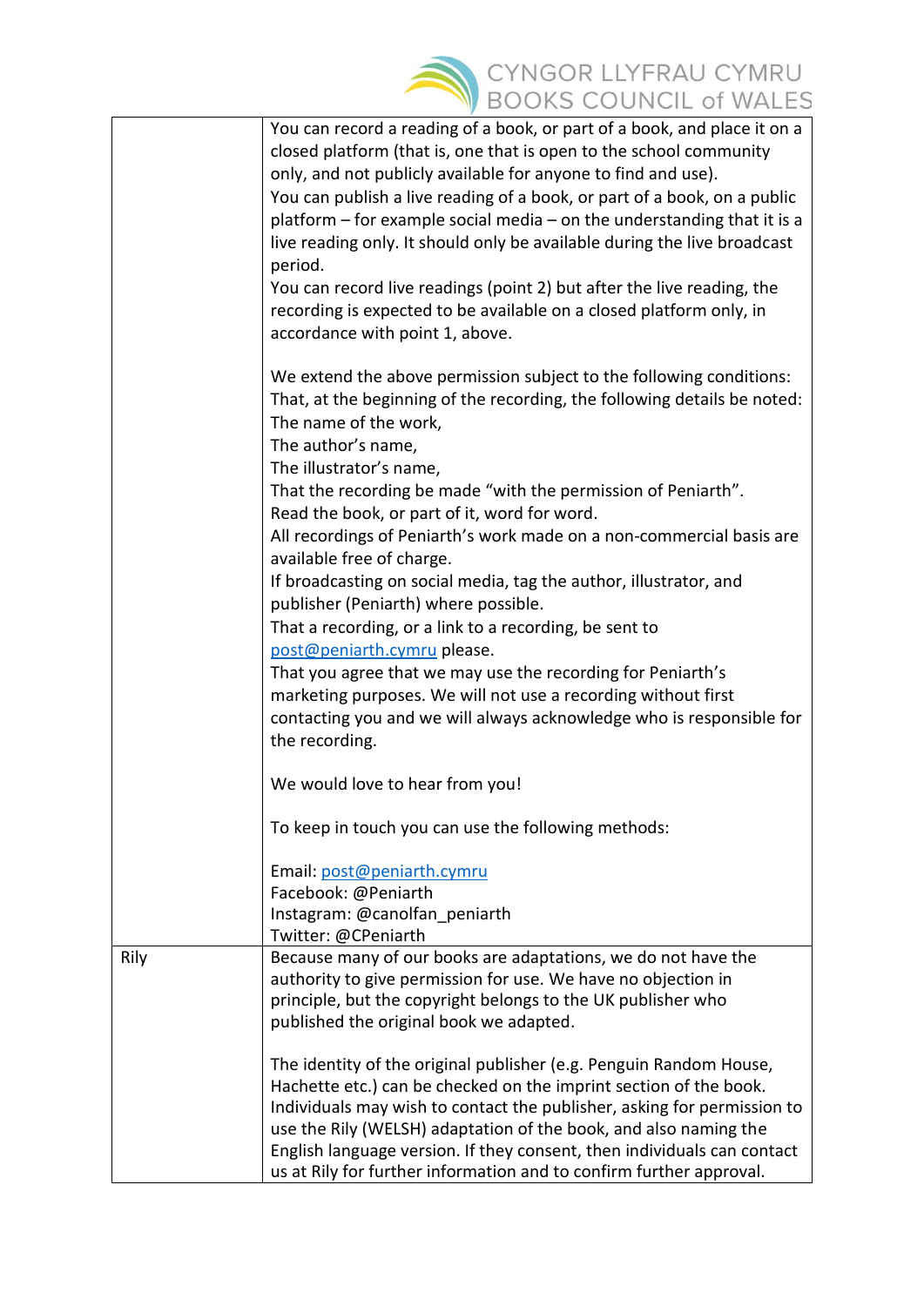| | |
|---|---|
| | You can record a reading of a book, or part of a book, and place it on a closed platform (that is, one that is open to the school community only, and not publicly available for anyone to find and use).<br>You can publish a live reading of a book, or part of a book, on a public platform – for example social media – on the understanding that it is a live reading only. It should only be available during the live broadcast period.<br>You can record live readings (point 2) but after the live reading, the recording is expected to be available on a closed platform only, in accordance with point 1, above.<br><br>We extend the above permission subject to the following conditions:<br>That, at the beginning of the recording, the following details be noted:<br>The name of the work,<br>The author's name,<br>The illustrator's name,<br>That the recording be made "with the permission of Peniarth".<br>Read the book, or part of it, word for word.<br>All recordings of Peniarth's work made on a non-commercial basis are available free of charge.<br>If broadcasting on social media, tag the author, illustrator, and publisher (Peniarth) where possible.<br>That a recording, or a link to a recording, be sent to post@peniarth.cymru please.<br>That you agree that we may use the recording for Peniarth's marketing purposes. We will not use a recording without first contacting you and we will always acknowledge who is responsible for the recording.<br><br>We would love to hear from you!<br><br>To keep in touch you can use the following methods:<br><br>Email: post@peniarth.cymru<br>Facebook: @Peniarth<br>Instagram: @canolfan_peniarth<br>Twitter: @CPeniarth |
| Rily | Because many of our books are adaptations, we do not have the authority to give permission for use. We have no objection in principle, but the copyright belongs to the UK publisher who published the original book we adapted.<br><br>The identity of the original publisher (e.g. Penguin Random House, Hachette etc.) can be checked on the imprint section of the book. Individuals may wish to contact the publisher, asking for permission to use the Rily (WELSH) adaptation of the book, and also naming the English language version. If they consent, then individuals can contact us at Rily for further information and to confirm further approval. |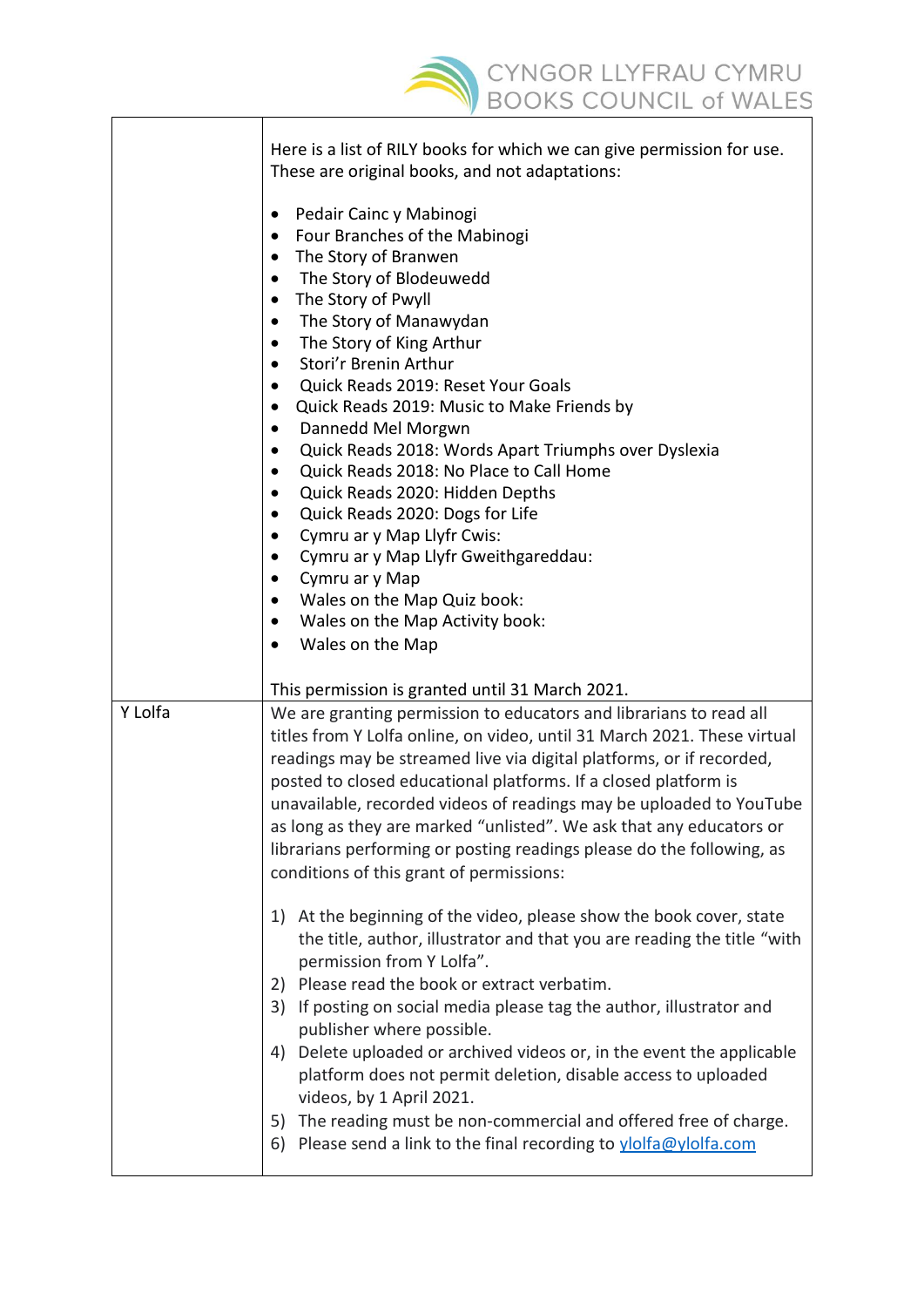| | |
|---|---|
| | Here is a list of RILY books for which we can give permission for use. These are original books, and not adaptations:<br><br>• Pedair Cainc y Mabinogi<br>• Four Branches of the Mabinogi<br>• The Story of Branwen<br>• The Story of Blodeuwedd<br>• The Story of Pwyll<br>• The Story of Manawydan<br>• The Story of King Arthur<br>• Stori'r Brenin Arthur<br>• Quick Reads 2019: Reset Your Goals<br>• Quick Reads 2019: Music to Make Friends by<br>• Dannedd Mel Morgwn<br>• Quick Reads 2018: Words Apart Triumphs over Dyslexia<br>• Quick Reads 2018: No Place to Call Home<br>• Quick Reads 2020: Hidden Depths<br>• Quick Reads 2020: Dogs for Life<br>• Cymru ar y Map Llyfr Cwis:<br>• Cymru ar y Map Llyfr Gweithgareddau:<br>• Cymru ar y Map<br>• Wales on the Map Quiz book:<br>• Wales on the Map Activity book:<br>• Wales on the Map<br><br>This permission is granted until 31 March 2021. |
| Y Lolfa | We are granting permission to educators and librarians to read all titles from Y Lolfa online, on video, until 31 March 2021. These virtual readings may be streamed live via digital platforms, or if recorded, posted to closed educational platforms. If a closed platform is unavailable, recorded videos of readings may be uploaded to YouTube as long as they are marked "unlisted". We ask that any educators or librarians performing or posting readings please do the following, as conditions of this grant of permissions:<br><br>1) At the beginning of the video, please show the book cover, state the title, author, illustrator and that you are reading the title "with permission from Y Lolfa".<br>2) Please read the book or extract verbatim.<br>3) If posting on social media please tag the author, illustrator and publisher where possible.<br>4) Delete uploaded or archived videos or, in the event the applicable platform does not permit deletion, disable access to uploaded videos, by 1 April 2021.<br>5) The reading must be non-commercial and offered free of charge.<br>6) Please send a link to the final recording to ylolfa@ylolfa.com |